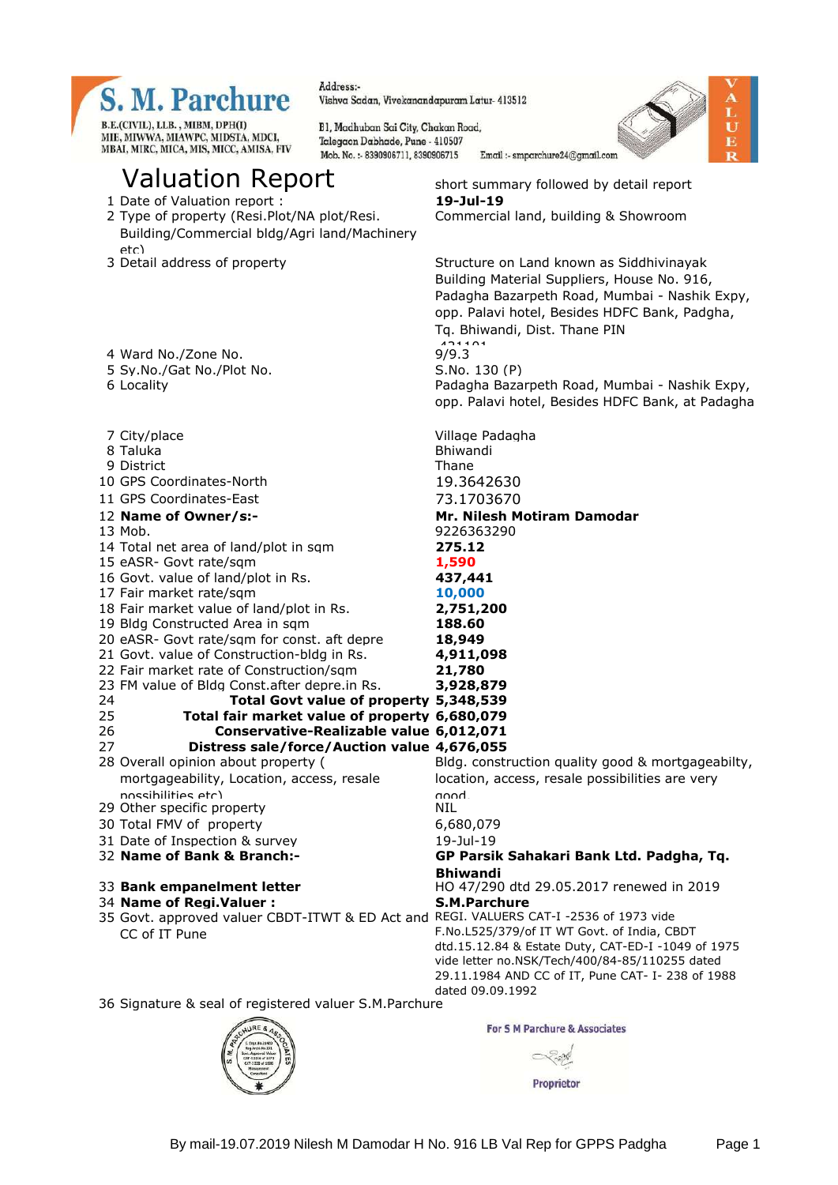# S. M. Parchure

B.E.(CIVIL), LLB., MIBM, DPH(I)
MIE, MIWWA, MIAWPC, MIDSTA, MDCI,
MBAI, MIRC, MICA, MIS, MICC, AMISA, FIV

Address:-
Vishva Sadan, Vivekanandapuram Latur- 413512

B1, Madhuban Sai City, Chakan Road,
Talegaon Dabhade, Pune - 410507
Mob. No. :- 8390906711, 8390906715   Email :- smparchure24@gmail.com

VALUER

# Valuation Report

short summary followed by detail report

| No. | Particulars | Details |
|---|---|---|
| 1 | Date of Valuation report : | **19-Jul-19** |
| 2 | Type of property (Resi.Plot/NA plot/Resi. Building/Commercial bldg/Agri land/Machinery etc) | Commercial land, building & Showroom |
| 3 | Detail address of property | Structure on Land known as Siddhivinayak Building Material Suppliers, House No. 916, Padagha Bazarpeth Road, Mumbai - Nashik Expy, opp. Palavi hotel, Besides HDFC Bank, Padgha, Tq. Bhiwandi, Dist. Thane PIN 421101 |
| 4 | Ward No./Zone No. | 9/9.3 |
| 5 | Sy.No./Gat No./Plot No. | S.No. 130 (P) |
| 6 | Locality | Padagha Bazarpeth Road, Mumbai - Nashik Expy, opp. Palavi hotel, Besides HDFC Bank, at Padagha |
| 7 | City/place | Village Padagha |
| 8 | Taluka | Bhiwandi |
| 9 | District | Thane |
| 10 | GPS Coordinates-North | 19.3642630 |
| 11 | GPS Coordinates-East | 73.1703670 |
| 12 | **Name of Owner/s:-** | **Mr. Nilesh Motiram Damodar** |
| 13 | Mob. | 9226363290 |
| 14 | Total net area of land/plot in sqm | **275.12** |
| 15 | eASR- Govt rate/sqm | **1,590** |
| 16 | Govt. value of land/plot in Rs. | **437,441** |
| 17 | Fair market rate/sqm | **10,000** |
| 18 | Fair market value of land/plot in Rs. | **2,751,200** |
| 19 | Bldg Constructed Area in sqm | **188.60** |
| 20 | eASR- Govt rate/sqm for const. aft depre | **18,949** |
| 21 | Govt. value of Construction-bldg in Rs. | **4,911,098** |
| 22 | Fair market rate of Construction/sqm | **21,780** |
| 23 | FM value of Bldg Const.after depre.in Rs. | **3,928,879** |
| 24 | **Total Govt value of property** | **5,348,539** |
| 25 | **Total fair market value of property** | **6,680,079** |
| 26 | **Conservative-Realizable value** | **6,012,071** |
| 27 | **Distress sale/force/Auction value** | **4,676,055** |
| 28 | Overall opinion about property ( mortgageability, Location, access, resale possibilities etc) | Bldg. construction quality good & mortgageabilty, location, access, resale possibilities are very good. |
| 29 | Other specific property | NIL |
| 30 | Total FMV of property | 6,680,079 |
| 31 | Date of Inspection & survey | 19-Jul-19 |
| 32 | **Name of Bank & Branch:-** | **GP Parsik Sahakari Bank Ltd. Padgha, Tq. Bhiwandi** |
| 33 | **Bank empanelment letter** | HO 47/290 dtd 29.05.2017 renewed in 2019 |
| 34 | **Name of Regi.Valuer :** | **S.M.Parchure** |
| 35 | Govt. approved valuer CBDT-ITWT & ED Act and CC of IT Pune | REGI. VALUERS CAT-I -2536 of 1973 vide F.No.L525/379/of IT WT Govt. of India, CBDT dtd.15.12.84 & Estate Duty, CAT-ED-I -1049 of 1975 vide letter no.NSK/Tech/400/84-85/110255 dated 29.11.1984 AND CC of IT, Pune CAT- I- 238 of 1988 dated 09.09.1992 |
| 36 | Signature & seal of registered valuer S.M.Parchure | |

For S M Parchure & Associates

Proprietor

By mail-19.07.2019 Nilesh M Damodar H No. 916 LB Val Rep for GPPS Padgha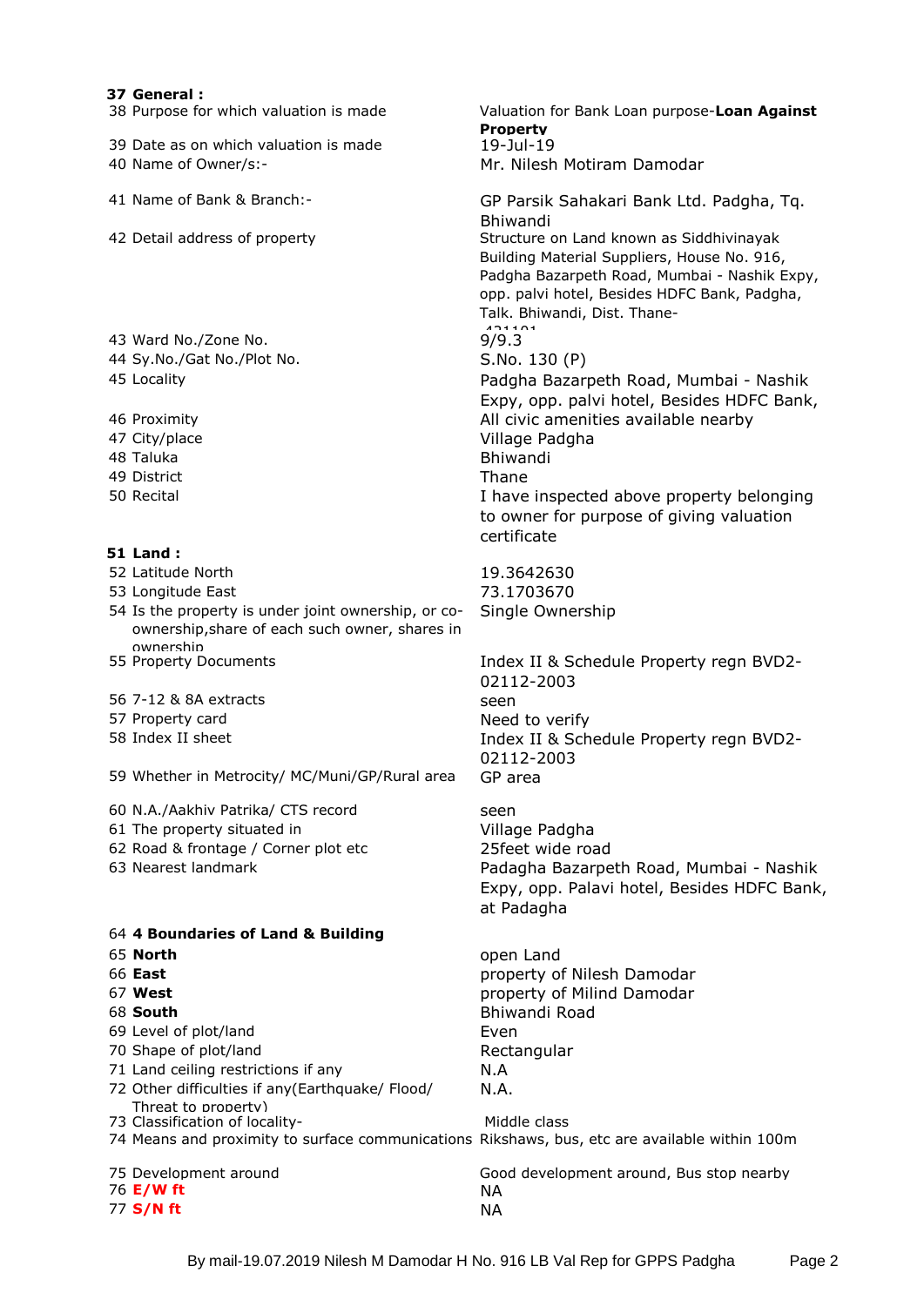| | | |
|---|---|---|
| **37** | **General :** | |
| 38 | Purpose for which valuation is made | Valuation for Bank Loan purpose-**Loan Against Property** |
| 39 | Date as on which valuation is made | 19-Jul-19 |
| 40 | Name of Owner/s:- | Mr. Nilesh Motiram Damodar |
| 41 | Name of Bank & Branch:- | GP Parsik Sahakari Bank Ltd. Padgha, Tq. Bhiwandi |
| 42 | Detail address of property | Structure on Land known as Siddhivinayak Building Material Suppliers, House No. 916, Padgha Bazarpeth Road, Mumbai - Nashik Expy, opp. palvi hotel, Besides HDFC Bank, Padgha, Talk. Bhiwandi, Dist. Thane-421101 |
| 43 | Ward No./Zone No. | 9/9.3 |
| 44 | Sy.No./Gat No./Plot No. | S.No. 130 (P) |
| 45 | Locality | Padgha Bazarpeth Road, Mumbai - Nashik Expy, opp. palvi hotel, Besides HDFC Bank, |
| 46 | Proximity | All civic amenities available nearby |
| 47 | City/place | Village Padgha |
| 48 | Taluka | Bhiwandi |
| 49 | District | Thane |
| 50 | Recital | I have inspected above property belonging to owner for purpose of giving valuation certificate |
| **51** | **Land :** | |
| 52 | Latitude North | 19.3642630 |
| 53 | Longitude East | 73.1703670 |
| 54 | Is the property is under joint ownership, or co-ownership,share of each such owner, shares in ownership | Single Ownership |
| 55 | Property Documents | Index II & Schedule Property regn BVD2-02112-2003 |
| 56 | 7-12 & 8A extracts | seen |
| 57 | Property card | Need to verify |
| 58 | Index II sheet | Index II & Schedule Property regn BVD2-02112-2003 |
| 59 | Whether in Metrocity/ MC/Muni/GP/Rural area | GP area |
| 60 | N.A./Aakhiv Patrika/ CTS record | seen |
| 61 | The property situated in | Village Padgha |
| 62 | Road & frontage / Corner plot etc | 25feet wide road |
| 63 | Nearest landmark | Padagha Bazarpeth Road, Mumbai - Nashik Expy, opp. Palavi hotel, Besides HDFC Bank, at Padagha |
| 64 | **4 Boundaries of Land & Building** | |
| 65 | **North** | open Land |
| 66 | **East** | property of Nilesh Damodar |
| 67 | **West** | property of Milind Damodar |
| 68 | **South** | Bhiwandi Road |
| 69 | Level of plot/land | Even |
| 70 | Shape of plot/land | Rectangular |
| 71 | Land ceiling restrictions if any | N.A |
| 72 | Other difficulties if any(Earthquake/ Flood/ Threat to property) | N.A. |
| 73 | Classification of locality- | Middle class |
| 74 | Means and proximity to surface communications | Rikshaws, bus, etc are available within 100m |
| 75 | Development around | Good development around, Bus stop nearby |
| 76 | **E/W ft** | NA |
| 77 | **S/N ft** | NA |

By mail-19.07.2019 Nilesh M Damodar H No. 916 LB Val Rep for GPPS Padgha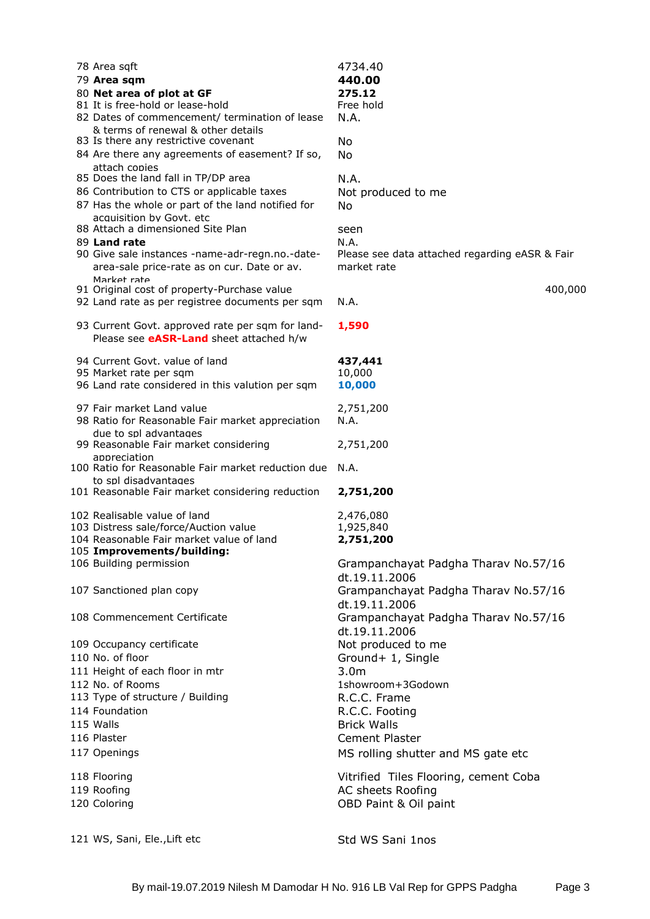| No. | Particulars | Details |
|---|---|---|
| 78 | Area sqft | 4734.40 |
| 79 | **Area sqm** | **440.00** |
| 80 | **Net area of plot at GF** | **275.12** |
| 81 | It is free-hold or lease-hold | Free hold |
| 82 | Dates of commencement/ termination of lease & terms of renewal & other details | N.A. |
| 83 | Is there any restrictive covenant | No |
| 84 | Are there any agreements of easement? If so, attach copies | No |
| 85 | Does the land fall in TP/DP area | N.A. |
| 86 | Contribution to CTS or applicable taxes | Not produced to me |
| 87 | Has the whole or part of the land notified for acquisition by Govt. etc | No |
| 88 | Attach a dimensioned Site Plan | seen |
| 89 | **Land rate** | N.A. |
| 90 | Give sale instances -name-adr-regn.no.-date-area-sale price-rate as on cur. Date or av. Market rate | Please see data attached regarding eASR & Fair market rate |
| 91 | Original cost of property-Purchase value | 400,000 |
| 92 | Land rate as per registree documents per sqm | N.A. |
| 93 | Current Govt. approved rate per sqm for land-Please see **eASR-Land** sheet attached h/w | **1,590** |
| 94 | Current Govt. value of land | **437,441** |
| 95 | Market rate per sqm | 10,000 |
| 96 | Land rate considered in this valution per sqm | **10,000** |
| 97 | Fair market Land value | 2,751,200 |
| 98 | Ratio for Reasonable Fair market appreciation due to spl advantages | N.A. |
| 99 | Reasonable Fair market considering appreciation | 2,751,200 |
| 100 | Ratio for Reasonable Fair market reduction due to spl disadvantages | N.A. |
| 101 | Reasonable Fair market considering reduction | **2,751,200** |
| 102 | Realisable value of land | 2,476,080 |
| 103 | Distress sale/force/Auction value | 1,925,840 |
| 104 | Reasonable Fair market value of land | **2,751,200** |
| 105 | **Improvements/building:** | |
| 106 | Building permission | Grampanchayat Padgha Tharav No.57/16 dt.19.11.2006 |
| 107 | Sanctioned plan copy | Grampanchayat Padgha Tharav No.57/16 dt.19.11.2006 |
| 108 | Commencement Certificate | Grampanchayat Padgha Tharav No.57/16 dt.19.11.2006 |
| 109 | Occupancy certificate | Not produced to me |
| 110 | No. of floor | Ground+ 1, Single |
| 111 | Height of each floor in mtr | 3.0m |
| 112 | No. of Rooms | 1showroom+3Godown |
| 113 | Type of structure / Building | R.C.C. Frame |
| 114 | Foundation | R.C.C. Footing |
| 115 | Walls | Brick Walls |
| 116 | Plaster | Cement Plaster |
| 117 | Openings | MS rolling shutter and MS gate etc |
| 118 | Flooring | Vitrified Tiles Flooring, cement Coba |
| 119 | Roofing | AC sheets Roofing |
| 120 | Coloring | OBD Paint & Oil paint |
| 121 | WS, Sani, Ele.,Lift etc | Std WS Sani 1nos |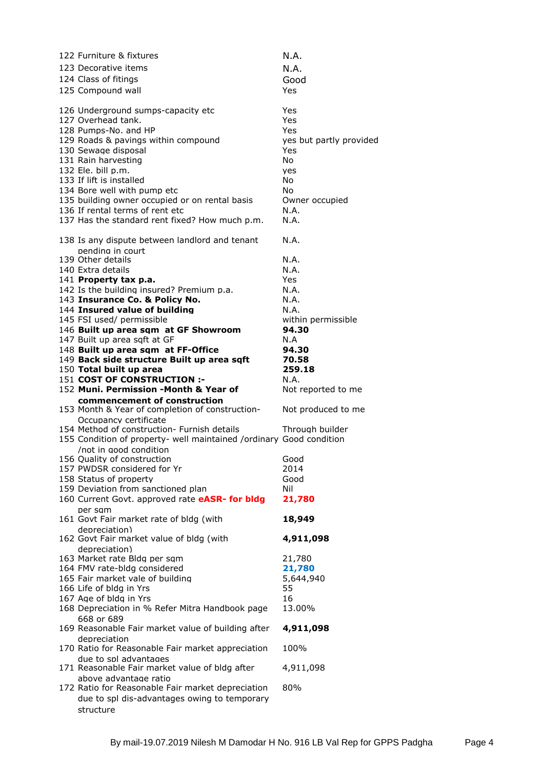| | | |
|---|---|---|
| 122 | Furniture & fixtures | N.A. |
| 123 | Decorative items | N.A. |
| 124 | Class of fitings | Good |
| 125 | Compound wall | Yes |
| 126 | Underground sumps-capacity etc | Yes |
| 127 | Overhead tank. | Yes |
| 128 | Pumps-No. and HP | Yes |
| 129 | Roads & pavings within compound | yes but partly provided |
| 130 | Sewage disposal | Yes |
| 131 | Rain harvesting | No |
| 132 | Ele. bill p.m. | yes |
| 133 | If lift is installed | No |
| 134 | Bore well with pump etc | No |
| 135 | building owner occupied or on rental basis | Owner occupied |
| 136 | If rental terms of rent etc | N.A. |
| 137 | Has the standard rent fixed? How much p.m. | N.A. |
| 138 | Is any dispute between landlord and tenant pending in court | N.A. |
| 139 | Other details | N.A. |
| 140 | Extra details | N.A. |
| 141 | **Property tax p.a.** | Yes |
| 142 | Is the building insured? Premium p.a. | N.A. |
| 143 | **Insurance Co. & Policy No.** | N.A. |
| 144 | **Insured value of building** | N.A. |
| 145 | FSI used/ permissible | within permissible |
| 146 | **Built up area sqm at GF Showroom** | **94.30** |
| 147 | Built up area sqft at GF | N.A |
| 148 | **Built up area sqm at FF-Office** | **94.30** |
| 149 | **Back side structure Built up area sqft** | **70.58** |
| 150 | **Total built up area** | **259.18** |
| 151 | **COST OF CONSTRUCTION :-** | N.A. |
| 152 | **Muni. Permission -Month & Year of commencement of construction** | Not reported to me |
| 153 | Month & Year of completion of construction-Occupancy certificate | Not produced to me |
| 154 | Method of construction- Furnish details | Through builder |
| 155 | Condition of property- well maintained /ordinary /not in good condition | Good condition |
| 156 | Quality of construction | Good |
| 157 | PWDSR considered for Yr | 2014 |
| 158 | Status of property | Good |
| 159 | Deviation from sanctioned plan | Nil |
| 160 | Current Govt. approved rate **eASR- for bldg** per sqm | **21,780** |
| 161 | Govt Fair market rate of bldg (with depreciation) | **18,949** |
| 162 | Govt Fair market value of bldg (with depreciation) | **4,911,098** |
| 163 | Market rate Bldg per sqm | 21,780 |
| 164 | FMV rate-bldg considered | **21,780** |
| 165 | Fair market vale of building | 5,644,940 |
| 166 | Life of bldg in Yrs | 55 |
| 167 | Age of bldg in Yrs | 16 |
| 168 | Depreciation in % Refer Mitra Handbook page 668 or 689 | 13.00% |
| 169 | Reasonable Fair market value of building after depreciation | **4,911,098** |
| 170 | Ratio for Reasonable Fair market appreciation due to spl advantages | 100% |
| 171 | Reasonable Fair market value of bldg after above advantage ratio | 4,911,098 |
| 172 | Ratio for Reasonable Fair market depreciation due to spl dis-advantages owing to temporary structure | 80% |

By mail-19.07.2019 Nilesh M Damodar H No. 916 LB Val Rep for GPPS Padgha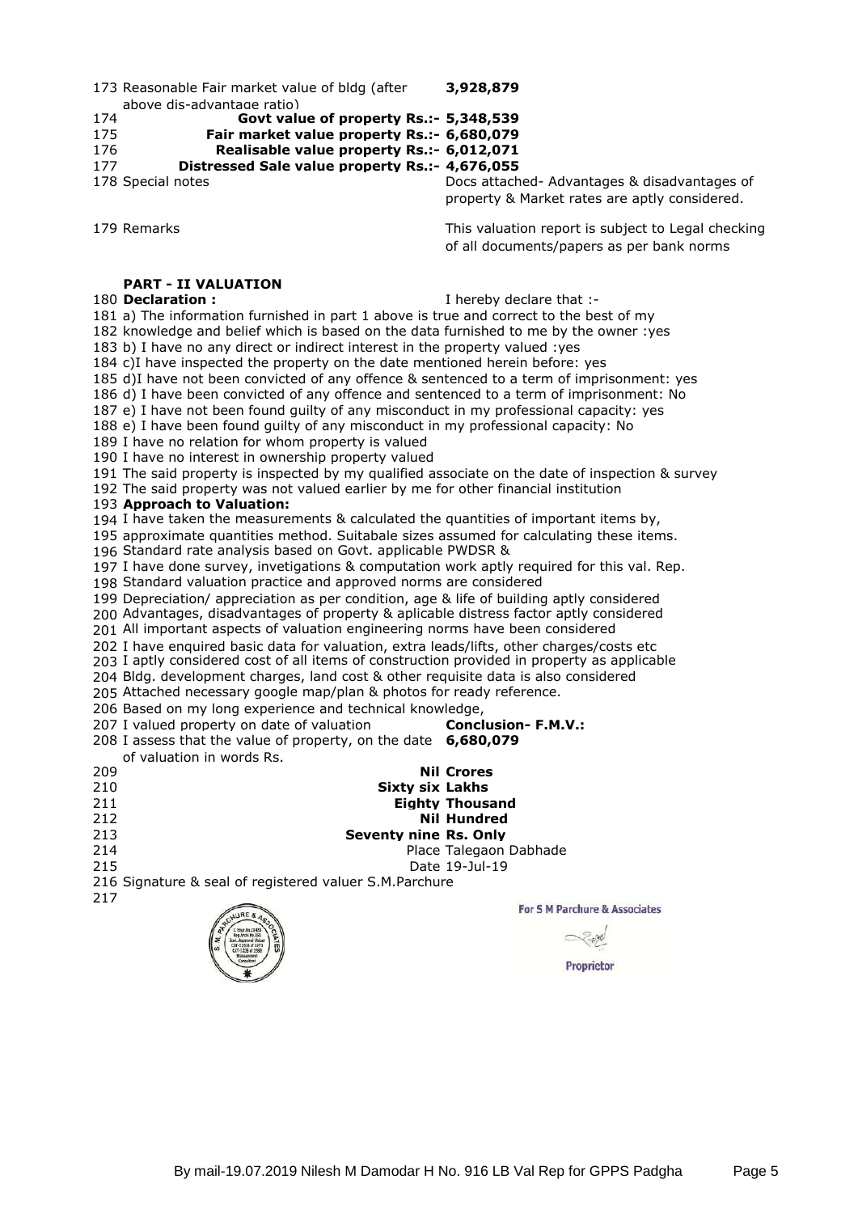173 Reasonable Fair market value of bldg (after above dis-advantage ratio) **3,928,879**

174 **Govt value of property Rs.:- 5,348,539**

175 **Fair market value property Rs.:- 6,680,079**

176 **Realisable value property Rs.:- 6,012,071**

177 **Distressed Sale value property Rs.:- 4,676,055**

178 Special notes — Docs attached- Advantages & disadvantages of property & Market rates are aptly considered.

179 Remarks — This valuation report is subject to Legal checking of all documents/papers as per bank norms

## PART - II VALUATION

180 **Declaration :** I hereby declare that :-

181 a) The information furnished in part 1 above is true and correct to the best of my

182 knowledge and belief which is based on the data furnished to me by the owner :yes

183 b) I have no any direct or indirect interest in the property valued :yes

184 c)I have inspected the property on the date mentioned herein before: yes

185 d)I have not been convicted of any offence & sentenced to a term of imprisonment: yes

186 d) I have been convicted of any offence and sentenced to a term of imprisonment: No

187 e) I have not been found guilty of any misconduct in my professional capacity: yes

188 e) I have been found guilty of any misconduct in my professional capacity: No

189 I have no relation for whom property is valued

190 I have no interest in ownership property valued

191 The said property is inspected by my qualified associate on the date of inspection & survey

192 The said property was not valued earlier by me for other financial institution

193 **Approach to Valuation:**

194 I have taken the measurements & calculated the quantities of important items by,

195 approximate quantities method. Suitabale sizes assumed for calculating these items.

196 Standard rate analysis based on Govt. applicable PWDSR &

197 I have done survey, invetigations & computation work aptly required for this val. Rep.

198 Standard valuation practice and approved norms are considered

199 Depreciation/ appreciation as per condition, age & life of building aptly considered

200 Advantages, disadvantages of property & aplicable distress factor aptly considered

201 All important aspects of valuation engineering norms have been considered

202 I have enquired basic data for valuation, extra leads/lifts, other charges/costs etc

203 I aptly considered cost of all items of construction provided in property as applicable

204 Bldg. development charges, land cost & other requisite data is also considered

205 Attached necessary google map/plan & photos for ready reference.

206 Based on my long experience and technical knowledge,

207 I valued property on date of valuation **Conclusion- F.M.V.:**

208 I assess that the value of property, on the date of valuation in words Rs. **6,680,079**

209 **Nil Crores**

210 **Sixty six Lakhs**

211 **Eighty Thousand**

212 **Nil Hundred**

213 **Seventy nine Rs. Only**

214 Place Talegaon Dabhade

215 Date 19-Jul-19

216 Signature & seal of registered valuer S.M.Parchure

217

For S M Parchure & Associates

Proprietor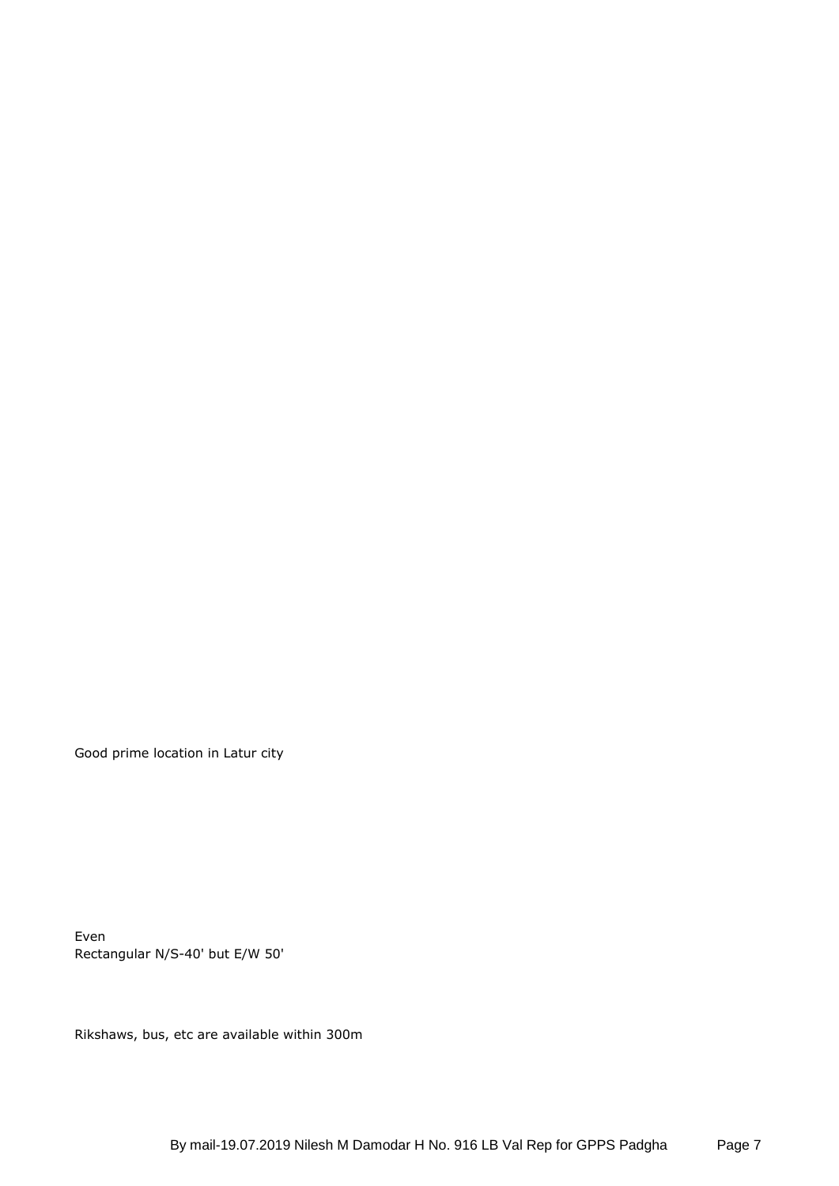Good prime location in Latur city

Even
Rectangular N/S-40' but E/W 50'

Rikshaws, bus, etc are available within 300m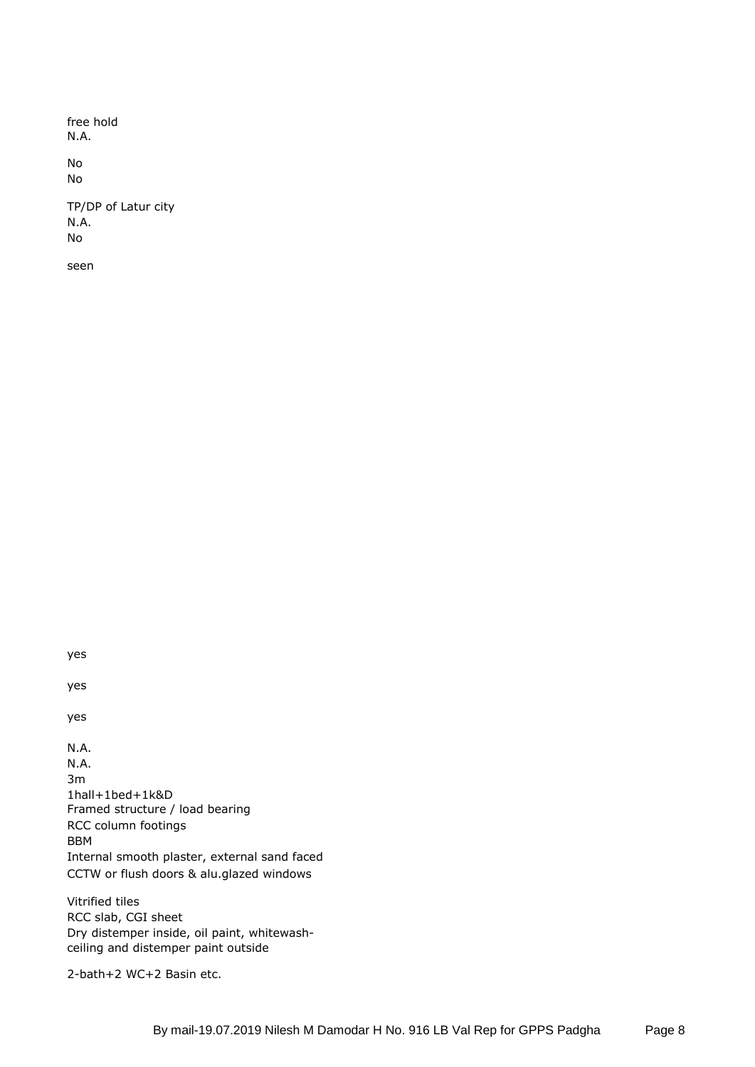free hold
N.A.

No
No

TP/DP of Latur city
N.A.
No

seen

yes

yes

yes

N.A.
N.A.
3m
1hall+1bed+1k&D
Framed structure / load bearing
RCC column footings
BBM
Internal smooth plaster, external sand faced
CCTW or flush doors & alu.glazed windows

Vitrified tiles
RCC slab, CGI sheet
Dry distemper inside, oil paint, whitewash-
ceiling and distemper paint outside

2-bath+2 WC+2 Basin etc.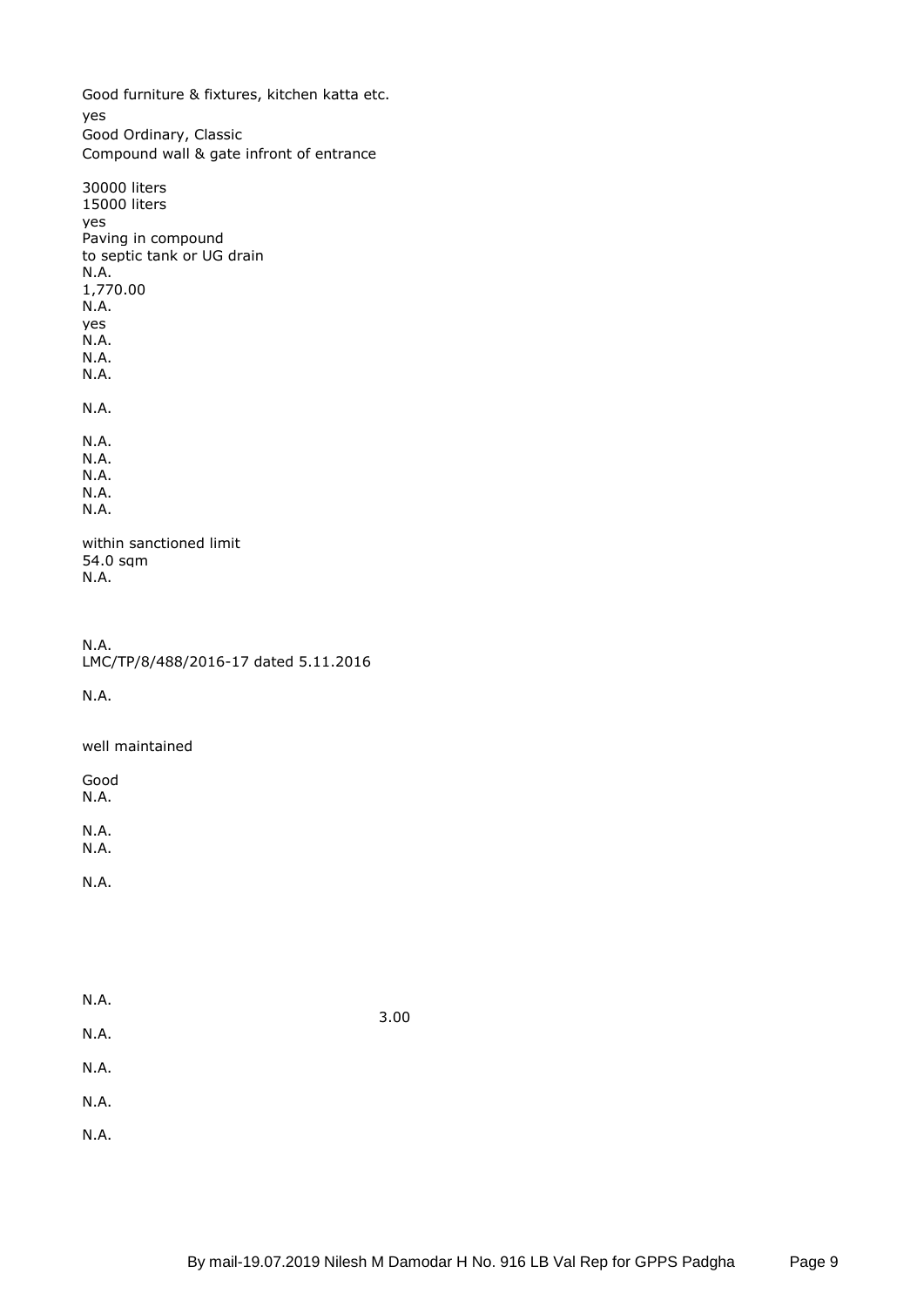Good furniture & fixtures, kitchen katta etc.
yes
Good Ordinary, Classic
Compound wall & gate infront of entrance

30000 liters
15000 liters
yes
Paving in compound
to septic tank or UG drain
N.A.
1,770.00
N.A.
yes
N.A.
N.A.
N.A.

N.A.

N.A.
N.A.
N.A.
N.A.
N.A.

within sanctioned limit
54.0 sqm
N.A.

N.A.
LMC/TP/8/488/2016-17 dated 5.11.2016

N.A.

well maintained

Good
N.A.

N.A.
N.A.

N.A.

N.A.

3.00

N.A.

N.A.

N.A.

N.A.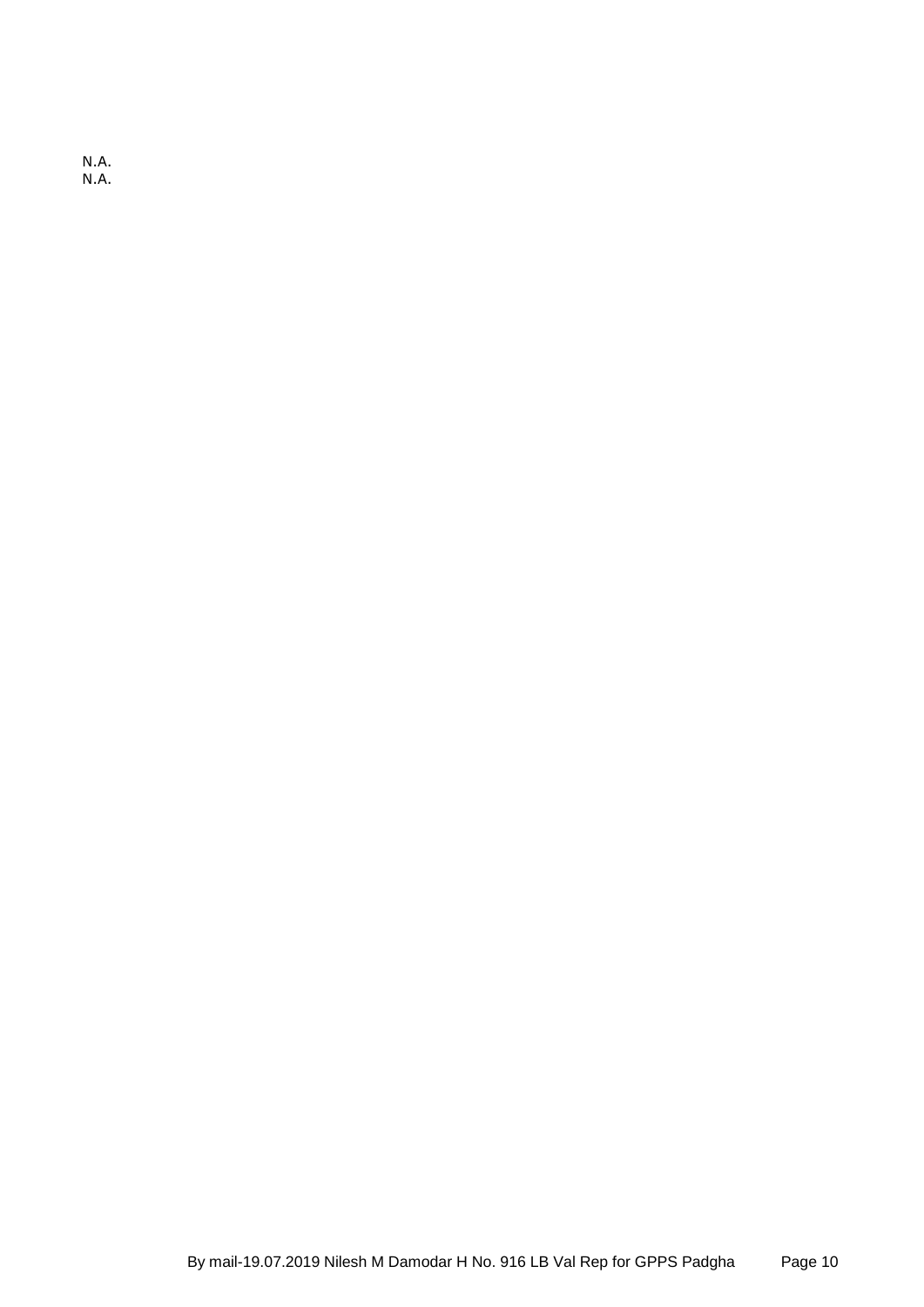N.A.
N.A.